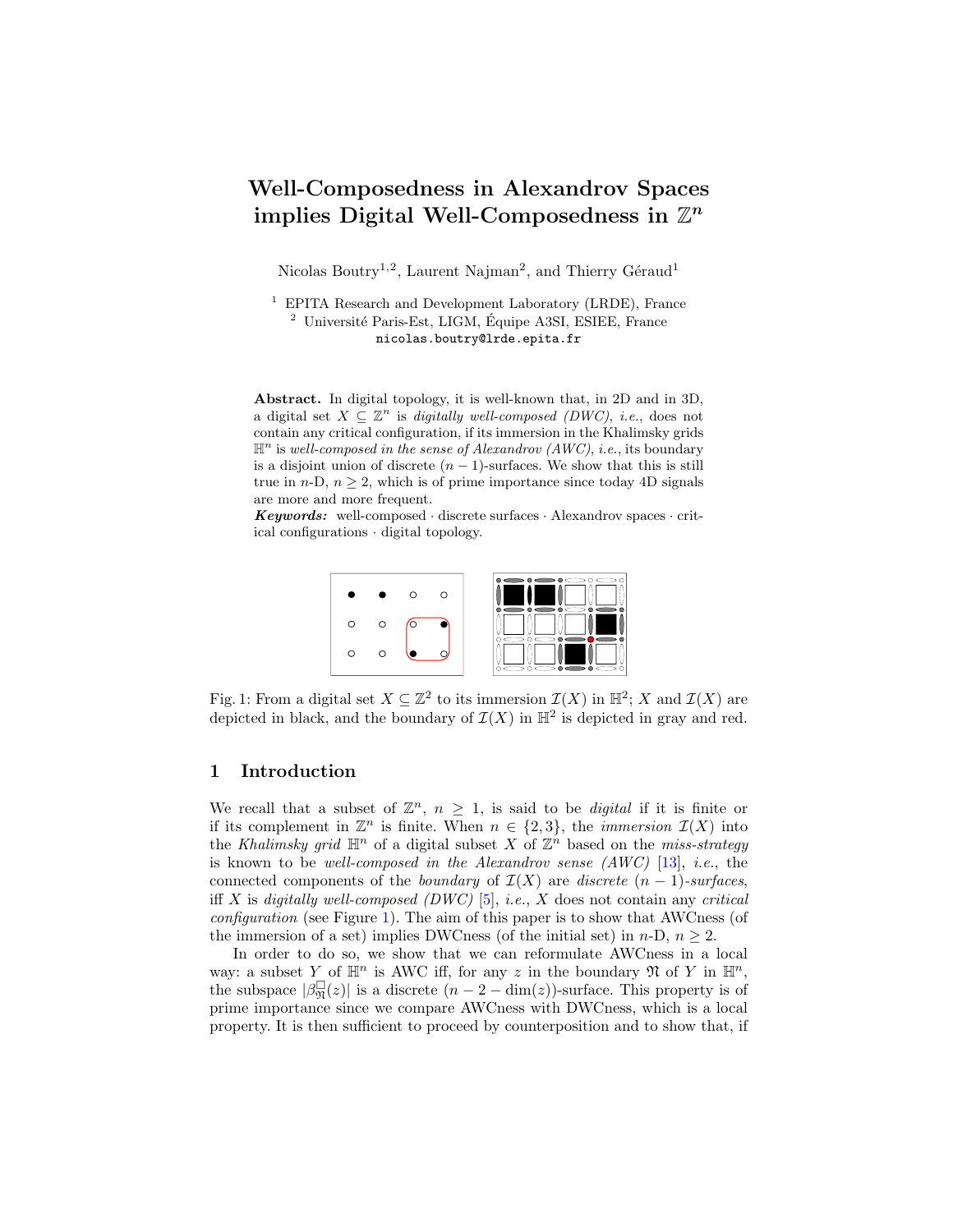# Well-Composedness in Alexandrov Spaces implies Digital Well-Composedness in $\mathbb{Z}^n$

Nicolas Boutry[1,2], Laurent Najman[2], and Thierry Géraud[1]

[1] EPITA Research and Development Laboratory (LRDE), France
[2] Université Paris-Est, LIGM, Équipe A3SI, ESIEE, France
nicolas.boutry@lrde.epita.fr

**Abstract.** In digital topology, it is well-known that, in 2D and in 3D, a digital set $X \subseteq \mathbb{Z}^n$ is *digitally well-composed (DWC)*, *i.e.*, does not contain any critical configuration, if its immersion in the Khalimsky grids $\mathbb{H}^n$ is *well-composed in the sense of Alexandrov (AWC)*, *i.e.*, its boundary is a disjoint union of discrete $(n-1)$-surfaces. We show that this is still true in $n$-D, $n \geq 2$, which is of prime importance since today 4D signals are more and more frequent.

***Keywords:*** well-composed · discrete surfaces · Alexandrov spaces · critical configurations · digital topology.

Fig. 1: From a digital set $X \subseteq \mathbb{Z}^2$ to its immersion $\mathcal{I}(X)$ in $\mathbb{H}^2$; $X$ and $\mathcal{I}(X)$ are depicted in black, and the boundary of $\mathcal{I}(X)$ in $\mathbb{H}^2$ is depicted in gray and red.

## 1 Introduction

We recall that a subset of $\mathbb{Z}^n$, $n \geq 1$, is said to be *digital* if it is finite or if its complement in $\mathbb{Z}^n$ is finite. When $n \in \{2, 3\}$, the *immersion* $\mathcal{I}(X)$ into the *Khalimsky grid* $\mathbb{H}^n$ of a digital subset $X$ of $\mathbb{Z}^n$ based on the *miss-strategy* is known to be *well-composed in the Alexandrov sense (AWC)* [13], *i.e.*, the connected components of the *boundary* of $\mathcal{I}(X)$ are *discrete* $(n-1)$*-surfaces*, iff $X$ is *digitally well-composed (DWC)* [5], *i.e.*, $X$ does not contain any *critical configuration* (see Figure 1). The aim of this paper is to show that AWCness (of the immersion of a set) implies DWCness (of the initial set) in $n$-D, $n \geq 2$.

In order to do so, we show that we can reformulate AWCness in a local way: a subset $Y$ of $\mathbb{H}^n$ is AWC iff, for any $z$ in the boundary $\mathfrak{N}$ of $Y$ in $\mathbb{H}^n$, the subspace $|\beta^{\square}_{\mathfrak{N}}(z)|$ is a discrete $(n-2-\dim(z))$-surface. This property is of prime importance since we compare AWCness with DWCness, which is a local property. It is then sufficient to proceed by counterposition and to show that, if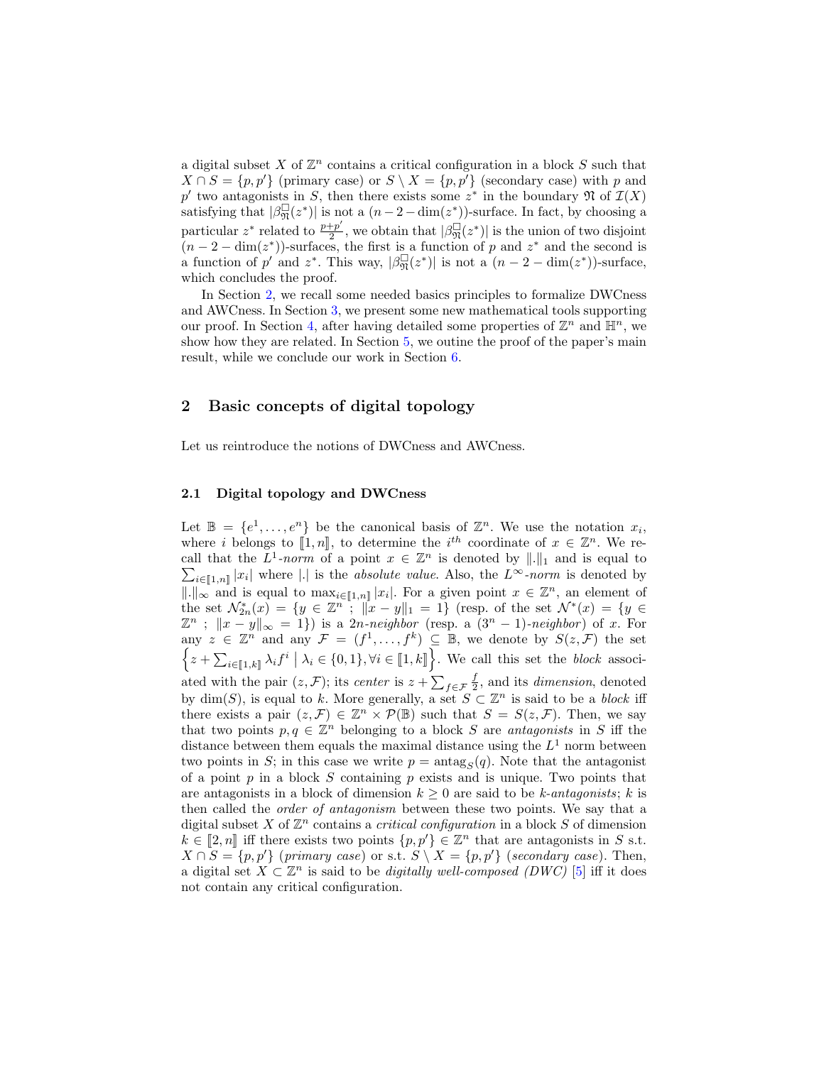a digital subset $X$ of $\mathbb{Z}^n$ contains a critical configuration in a block $S$ such that $X \cap S = \{p, p'\}$ (primary case) or $S \setminus X = \{p, p'\}$ (secondary case) with $p$ and $p'$ two antagonists in $S$, then there exists some $z^*$ in the boundary $\mathfrak{N}$ of $\mathcal{I}(X)$ satisfying that $|\beta^{\square}_{\mathfrak{N}}(z^*)|$ is not a $(n-2-\dim(z^*))$-surface. In fact, by choosing a particular $z^*$ related to $\frac{p+p'}{2}$, we obtain that $|\beta^{\square}_{\mathfrak{N}}(z^*)|$ is the union of two disjoint $(n-2-\dim(z^*))$-surfaces, the first is a function of $p$ and $z^*$ and the second is a function of $p'$ and $z^*$. This way, $|\beta^{\square}_{\mathfrak{N}}(z^*)|$ is not a $(n-2-\dim(z^*))$-surface, which concludes the proof.

In Section 2, we recall some needed basics principles to formalize DWCness and AWCness. In Section 3, we present some new mathematical tools supporting our proof. In Section 4, after having detailed some properties of $\mathbb{Z}^n$ and $\mathbb{H}^n$, we show how they are related. In Section 5, we outine the proof of the paper's main result, while we conclude our work in Section 6.

## 2 Basic concepts of digital topology

Let us reintroduce the notions of DWCness and AWCness.

### 2.1 Digital topology and DWCness

Let $\mathbb{B} = \{e^1, \ldots, e^n\}$ be the canonical basis of $\mathbb{Z}^n$. We use the notation $x_i$, where $i$ belongs to $[\![1, n]\!]$, to determine the $i^{th}$ coordinate of $x \in \mathbb{Z}^n$. We recall that the $L^1$-*norm* of a point $x \in \mathbb{Z}^n$ is denoted by $\|.\|_1$ and is equal to $\sum_{i \in [\![1,n]\!]} |x_i|$ where $|.|$ is the *absolute value*. Also, the $L^\infty$-*norm* is denoted by $\|.\|_\infty$ and is equal to $\max_{i \in [\![1,n]\!]} |x_i|$. For a given point $x \in \mathbb{Z}^n$, an element of the set $\mathcal{N}^*_{2n}(x) = \{y \in \mathbb{Z}^n \; ; \; \|x - y\|_1 = 1\}$ (resp. of the set $\mathcal{N}^*(x) = \{y \in \mathbb{Z}^n \; ; \; \|x - y\|_\infty = 1\}$) is a $2n$-*neighbor* (resp. a $(3^n - 1)$-*neighbor*) of $x$. For any $z \in \mathbb{Z}^n$ and any $\mathcal{F} = (f^1, \ldots, f^k) \subseteq \mathbb{B}$, we denote by $S(z, \mathcal{F})$ the set $\left\{ z + \sum_{i \in [\![1,k]\!]} \lambda_i f^i \;\middle|\; \lambda_i \in \{0, 1\}, \forall i \in [\![1, k]\!] \right\}$. We call this set the *block* associated with the pair $(z, \mathcal{F})$; its *center* is $z + \sum_{f \in \mathcal{F}} \frac{f}{2}$, and its *dimension*, denoted by $\dim(S)$, is equal to $k$. More generally, a set $S \subset \mathbb{Z}^n$ is said to be a *block* iff there exists a pair $(z, \mathcal{F}) \in \mathbb{Z}^n \times \mathcal{P}(\mathbb{B})$ such that $S = S(z, \mathcal{F})$. Then, we say that two points $p, q \in \mathbb{Z}^n$ belonging to a block $S$ are *antagonists* in $S$ iff the distance between them equals the maximal distance using the $L^1$ norm between two points in $S$; in this case we write $p = \text{antag}_S(q)$. Note that the antagonist of a point $p$ in a block $S$ containing $p$ exists and is unique. Two points that are antagonists in a block of dimension $k \geq 0$ are said to be $k$-*antagonists*; $k$ is then called the *order of antagonism* between these two points. We say that a digital subset $X$ of $\mathbb{Z}^n$ contains a *critical configuration* in a block $S$ of dimension $k \in [\![2, n]\!]$ iff there exists two points $\{p, p'\} \in \mathbb{Z}^n$ that are antagonists in $S$ s.t. $X \cap S = \{p, p'\}$ (*primary case*) or s.t. $S \setminus X = \{p, p'\}$ (*secondary case*). Then, a digital set $X \subset \mathbb{Z}^n$ is said to be *digitally well-composed (DWC)* [5] iff it does not contain any critical configuration.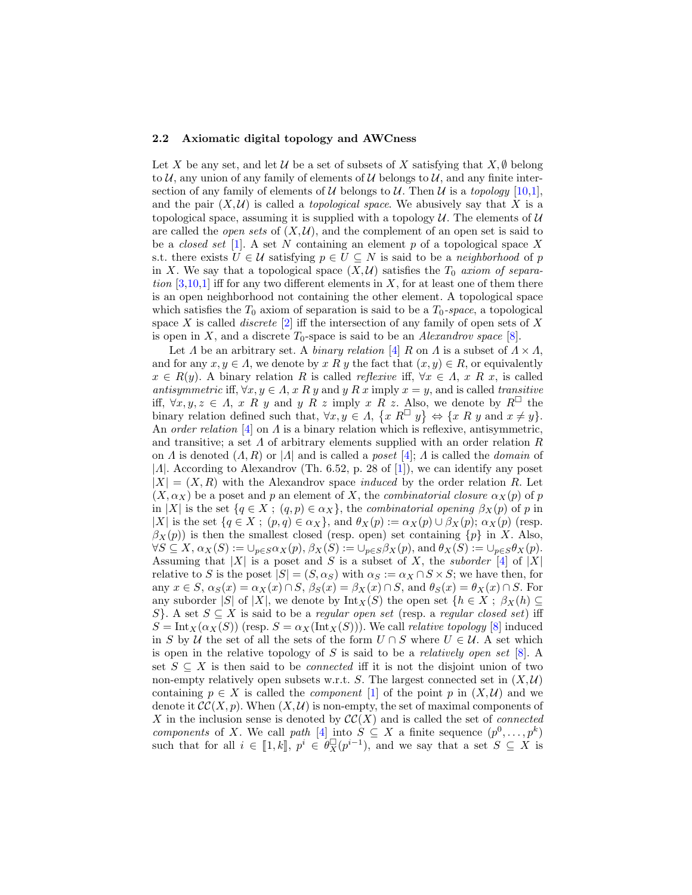### 2.2 Axiomatic digital topology and AWCness

Let $X$ be any set, and let $\mathcal{U}$ be a set of subsets of $X$ satisfying that $X, \emptyset$ belong to $\mathcal{U}$, any union of any family of elements of $\mathcal{U}$ belongs to $\mathcal{U}$, and any finite intersection of any family of elements of $\mathcal{U}$ belongs to $\mathcal{U}$. Then $\mathcal{U}$ is a *topology* [10,1], and the pair $(X, \mathcal{U})$ is called a *topological space*. We abusively say that $X$ is a topological space, assuming it is supplied with a topology $\mathcal{U}$. The elements of $\mathcal{U}$ are called the *open sets* of $(X, \mathcal{U})$, and the complement of an open set is said to be a *closed set* [1]. A set $N$ containing an element $p$ of a topological space $X$ s.t. there exists $U \in \mathcal{U}$ satisfying $p \in U \subseteq N$ is said to be a *neighborhood* of $p$ in $X$. We say that a topological space $(X, \mathcal{U})$ satisfies the $T_0$ *axiom of separation* [3,10,1] iff for any two different elements in $X$, for at least one of them there is an open neighborhood not containing the other element. A topological space which satisfies the $T_0$ axiom of separation is said to be a $T_0$*-space*, a topological space $X$ is called *discrete* [2] iff the intersection of any family of open sets of $X$ is open in $X$, and a discrete $T_0$-space is said to be an *Alexandrov space* [8].

Let $\Lambda$ be an arbitrary set. A *binary relation* [4] $R$ on $\Lambda$ is a subset of $\Lambda \times \Lambda$, and for any $x, y \in \Lambda$, we denote by $x \; R \; y$ the fact that $(x, y) \in R$, or equivalently $x \in R(y)$. A binary relation $R$ is called *reflexive* iff, $\forall x \in \Lambda$, $x \; R \; x$, is called *antisymmetric* iff, $\forall x, y \in \Lambda$, $x \; R \; y$ and $y \; R \; x$ imply $x = y$, and is called *transitive* iff, $\forall x, y, z \in \Lambda$, $x \; R \; y$ and $y \; R \; z$ imply $x \; R \; z$. Also, we denote by $R^{\Box}$ the binary relation defined such that, $\forall x, y \in \Lambda$, $\{x \; R^{\Box} \; y\} \Leftrightarrow \{x \; R \; y \text{ and } x \neq y\}$. An *order relation* [4] on $\Lambda$ is a binary relation which is reflexive, antisymmetric, and transitive; a set $\Lambda$ of arbitrary elements supplied with an order relation $R$ on $\Lambda$ is denoted $(\Lambda, R)$ or $|\Lambda|$ and is called a *poset* [4]; $\Lambda$ is called the *domain* of $|\Lambda|$. According to Alexandrov (Th. 6.52, p. 28 of [1]), we can identify any poset $|X| = (X, R)$ with the Alexandrov space *induced* by the order relation $R$. Let $(X, \alpha_X)$ be a poset and $p$ an element of $X$, the *combinatorial closure* $\alpha_X(p)$ of $p$ in $|X|$ is the set $\{q \in X \; ; \; (q, p) \in \alpha_X\}$, the *combinatorial opening* $\beta_X(p)$ of $p$ in $|X|$ is the set $\{q \in X \; ; \; (p, q) \in \alpha_X\}$, and $\theta_X(p) := \alpha_X(p) \cup \beta_X(p)$; $\alpha_X(p)$ (resp. $\beta_X(p)$) is then the smallest closed (resp. open) set containing $\{p\}$ in $X$. Also, $\forall S \subseteq X$, $\alpha_X(S) := \cup_{p \in S} \alpha_X(p)$, $\beta_X(S) := \cup_{p \in S} \beta_X(p)$, and $\theta_X(S) := \cup_{p \in S} \theta_X(p)$. Assuming that $|X|$ is a poset and $S$ is a subset of $X$, the *suborder* [4] of $|X|$ relative to $S$ is the poset $|S| = (S, \alpha_S)$ with $\alpha_S := \alpha_X \cap S \times S$; we have then, for any $x \in S$, $\alpha_S(x) = \alpha_X(x) \cap S$, $\beta_S(x) = \beta_X(x) \cap S$, and $\theta_S(x) = \theta_X(x) \cap S$. For any suborder $|S|$ of $|X|$, we denote by $\mathrm{Int}_X(S)$ the open set $\{h \in X \; ; \; \beta_X(h) \subseteq S\}$. A set $S \subseteq X$ is said to be a *regular open set* (resp. a *regular closed set*) iff $S = \mathrm{Int}_X(\alpha_X(S))$ (resp. $S = \alpha_X(\mathrm{Int}_X(S))$). We call *relative topology* [8] induced in $S$ by $\mathcal{U}$ the set of all the sets of the form $U \cap S$ where $U \in \mathcal{U}$. A set which is open in the relative topology of $S$ is said to be a *relatively open set* [8]. A set $S \subseteq X$ is then said to be *connected* iff it is not the disjoint union of two non-empty relatively open subsets w.r.t. $S$. The largest connected set in $(X, \mathcal{U})$ containing $p \in X$ is called the *component* [1] of the point $p$ in $(X, \mathcal{U})$ and we denote it $\mathcal{CC}(X, p)$. When $(X, \mathcal{U})$ is non-empty, the set of maximal components of $X$ in the inclusion sense is denoted by $\mathcal{CC}(X)$ and is called the set of *connected components* of $X$. We call *path* [4] into $S \subseteq X$ a finite sequence $(p^0, \dots, p^k)$ such that for all $i \in [\![1, k]\!]$, $p^i \in \theta_X^{\Box}(p^{i-1})$, and we say that a set $S \subseteq X$ is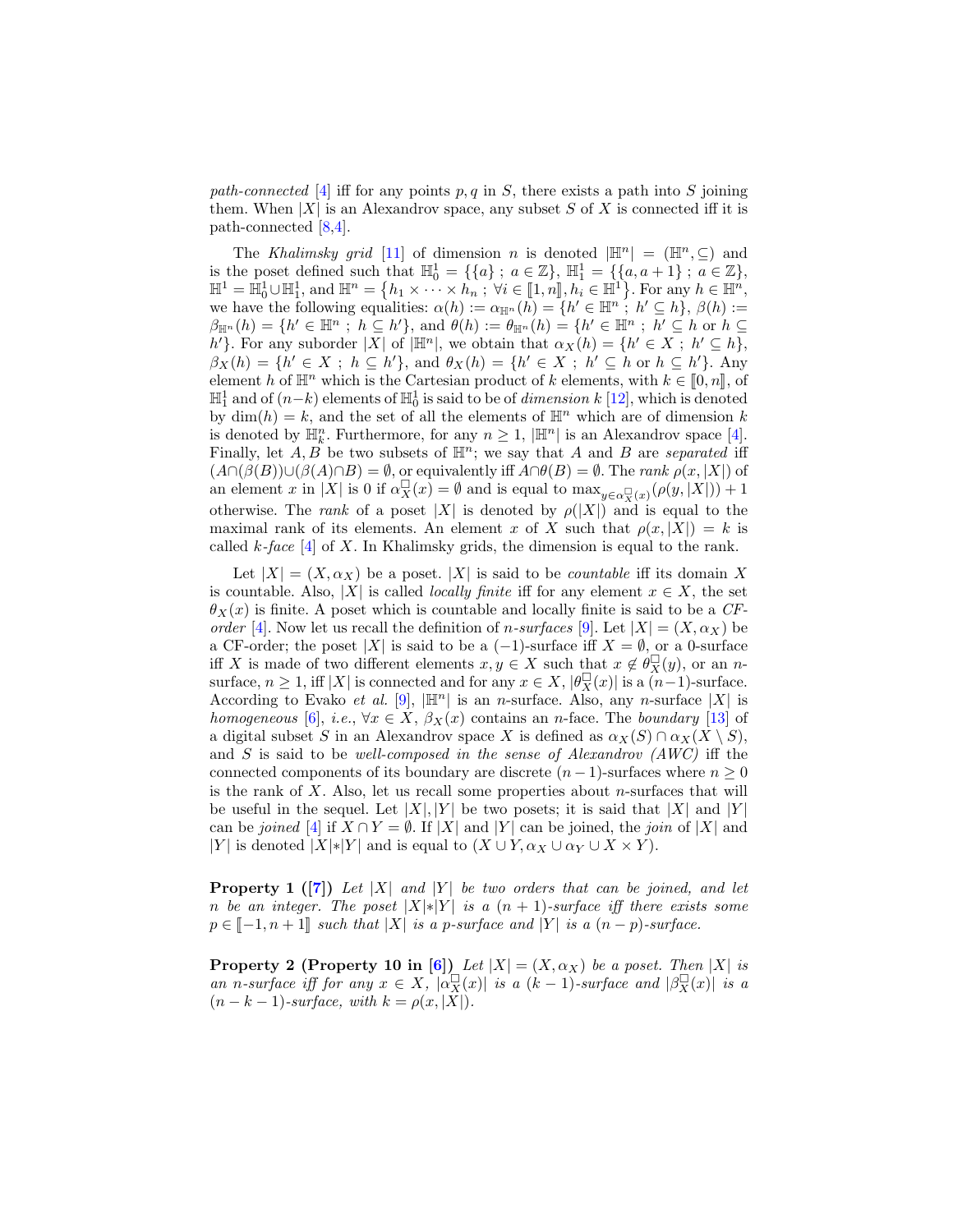*path-connected* [4] iff for any points $p, q$ in $S$, there exists a path into $S$ joining them. When $|X|$ is an Alexandrov space, any subset $S$ of $X$ is connected iff it is path-connected [8,4].

The *Khalimsky grid* [11] of dimension $n$ is denoted $|\mathbb{H}^n| = (\mathbb{H}^n, \subseteq)$ and is the poset defined such that $\mathbb{H}^1_0 = \{\{a\}\ ;\ a \in \mathbb{Z}\}$, $\mathbb{H}^1_1 = \{\{a, a+1\}\ ;\ a \in \mathbb{Z}\}$, $\mathbb{H}^1 = \mathbb{H}^1_0 \cup \mathbb{H}^1_1$, and $\mathbb{H}^n = \{h_1 \times \dots \times h_n\ ;\ \forall i \in [\![1, n]\!], h_i \in \mathbb{H}^1\}$. For any $h \in \mathbb{H}^n$, we have the following equalities: $\alpha(h) := \alpha_{\mathbb{H}^n}(h) = \{h' \in \mathbb{H}^n\ ;\ h' \subseteq h\}$, $\beta(h) := \beta_{\mathbb{H}^n}(h) = \{h' \in \mathbb{H}^n\ ;\ h \subseteq h'\}$, and $\theta(h) := \theta_{\mathbb{H}^n}(h) = \{h' \in \mathbb{H}^n\ ;\ h' \subseteq h \text{ or } h \subseteq h'\}$. For any suborder $|X|$ of $|\mathbb{H}^n|$, we obtain that $\alpha_X(h) = \{h' \in X\ ;\ h' \subseteq h\}$, $\beta_X(h) = \{h' \in X\ ;\ h \subseteq h'\}$, and $\theta_X(h) = \{h' \in X\ ;\ h' \subseteq h \text{ or } h \subseteq h'\}$. Any element $h$ of $\mathbb{H}^n$ which is the Cartesian product of $k$ elements, with $k \in [\![0, n]\!]$, of $\mathbb{H}^1_1$ and of $(n-k)$ elements of $\mathbb{H}^1_0$ is said to be of *dimension* $k$ [12], which is denoted by $\dim(h) = k$, and the set of all the elements of $\mathbb{H}^n$ which are of dimension $k$ is denoted by $\mathbb{H}^n_k$. Furthermore, for any $n \geq 1$, $|\mathbb{H}^n|$ is an Alexandrov space [4]. Finally, let $A, B$ be two subsets of $\mathbb{H}^n$; we say that $A$ and $B$ are *separated* iff $(A \cap (\beta(B)) \cup (\beta(A) \cap B) = \emptyset$, or equivalently iff $A \cap \theta(B) = \emptyset$. The *rank* $\rho(x, |X|)$ of an element $x$ in $|X|$ is 0 if $\alpha^\square_X(x) = \emptyset$ and is equal to $\max_{y \in \alpha^\square_X(x)}(\rho(y, |X|)) + 1$ otherwise. The *rank* of a poset $|X|$ is denoted by $\rho(|X|)$ and is equal to the maximal rank of its elements. An element $x$ of $X$ such that $\rho(x, |X|) = k$ is called *$k$-face* [4] of $X$. In Khalimsky grids, the dimension is equal to the rank.

Let $|X| = (X, \alpha_X)$ be a poset. $|X|$ is said to be *countable* iff its domain $X$ is countable. Also, $|X|$ is called *locally finite* iff for any element $x \in X$, the set $\theta_X(x)$ is finite. A poset which is countable and locally finite is said to be a *CF-order* [4]. Now let us recall the definition of *$n$-surfaces* [9]. Let $|X| = (X, \alpha_X)$ be a CF-order; the poset $|X|$ is said to be a $(-1)$-surface iff $X = \emptyset$, or a 0-surface iff $X$ is made of two different elements $x, y \in X$ such that $x \notin \theta^\square_X(y)$, or an $n$-surface, $n \geq 1$, iff $|X|$ is connected and for any $x \in X$, $|\theta^\square_X(x)|$ is a $(n-1)$-surface. According to Evako *et al.* [9], $|\mathbb{H}^n|$ is an $n$-surface. Also, any $n$-surface $|X|$ is *homogeneous* [6], *i.e.*, $\forall x \in X$, $\beta_X(x)$ contains an $n$-face. The *boundary* [13] of a digital subset $S$ in an Alexandrov space $X$ is defined as $\alpha_X(S) \cap \alpha_X(X \setminus S)$, and $S$ is said to be *well-composed in the sense of Alexandrov (AWC)* iff the connected components of its boundary are discrete $(n-1)$-surfaces where $n \geq 0$ is the rank of $X$. Also, let us recall some properties about $n$-surfaces that will be useful in the sequel. Let $|X|, |Y|$ be two posets; it is said that $|X|$ and $|Y|$ can be *joined* [4] if $X \cap Y = \emptyset$. If $|X|$ and $|Y|$ can be joined, the *join* of $|X|$ and $|Y|$ is denoted $|X| * |Y|$ and is equal to $(X \cup Y, \alpha_X \cup \alpha_Y \cup X \times Y)$.

**Property 1 ([7])** *Let $|X|$ and $|Y|$ be two orders that can be joined, and let $n$ be an integer. The poset $|X| * |Y|$ is a $(n+1)$-surface iff there exists some $p \in [\![-1, n+1]\!]$ such that $|X|$ is a $p$-surface and $|Y|$ is a $(n-p)$-surface.*

**Property 2 (Property 10 in [6])** *Let $|X| = (X, \alpha_X)$ be a poset. Then $|X|$ is an $n$-surface iff for any $x \in X$, $|\alpha^\square_X(x)|$ is a $(k-1)$-surface and $|\beta^\square_X(x)|$ is a $(n-k-1)$-surface, with $k = \rho(x, |X|)$.*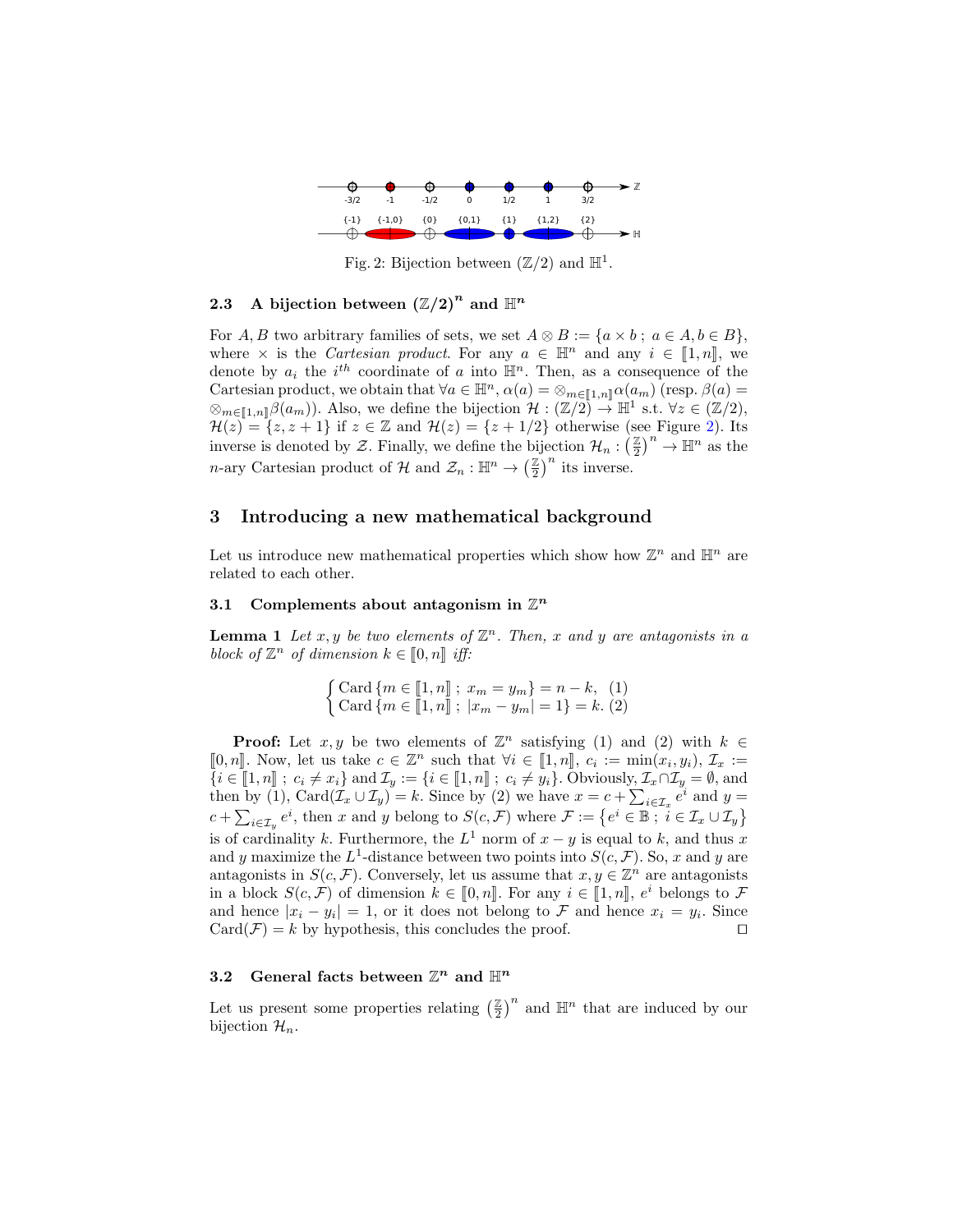Fig. 2: Bijection between $(\mathbb{Z}/2)$ and $\mathbb{H}^1$.

### 2.3 A bijection between $(\mathbb{Z}/2)^n$ and $\mathbb{H}^n$

For $A, B$ two arbitrary families of sets, we set $A \otimes B := \{a \times b \,;\, a \in A, b \in B\}$, where $\times$ is the *Cartesian product*. For any $a \in \mathbb{H}^n$ and any $i \in [\![1,n]\!]$, we denote by $a_i$ the $i^{th}$ coordinate of $a$ into $\mathbb{H}^n$. Then, as a consequence of the Cartesian product, we obtain that $\forall a \in \mathbb{H}^n$, $\alpha(a) = \otimes_{m \in [\![1,n]\!]}\alpha(a_m)$ (resp. $\beta(a) = \otimes_{m \in [\![1,n]\!]}\beta(a_m)$). Also, we define the bijection $\mathcal{H} : (\mathbb{Z}/2) \to \mathbb{H}^1$ s.t. $\forall z \in (\mathbb{Z}/2)$, $\mathcal{H}(z) = \{z, z+1\}$ if $z \in \mathbb{Z}$ and $\mathcal{H}(z) = \{z + 1/2\}$ otherwise (see Figure 2). Its inverse is denoted by $\mathcal{Z}$. Finally, we define the bijection $\mathcal{H}_n : \left(\frac{\mathbb{Z}}{2}\right)^n \to \mathbb{H}^n$ as the $n$-ary Cartesian product of $\mathcal{H}$ and $\mathcal{Z}_n : \mathbb{H}^n \to \left(\frac{\mathbb{Z}}{2}\right)^n$ its inverse.

## 3 Introducing a new mathematical background

Let us introduce new mathematical properties which show how $\mathbb{Z}^n$ and $\mathbb{H}^n$ are related to each other.

### 3.1 Complements about antagonism in $\mathbb{Z}^n$

**Lemma 1** *Let $x, y$ be two elements of $\mathbb{Z}^n$. Then, $x$ and $y$ are antagonists in a block of $\mathbb{Z}^n$ of dimension $k \in [\![0,n]\!]$ iff:*

$$\begin{cases} \text{Card}\,\{m \in [\![1,n]\!] \,;\, x_m = y_m\} = n - k, & (1) \\ \text{Card}\,\{m \in [\![1,n]\!] \,;\, |x_m - y_m| = 1\} = k. & (2) \end{cases}$$

**Proof:** Let $x, y$ be two elements of $\mathbb{Z}^n$ satisfying (1) and (2) with $k \in [\![0,n]\!]$. Now, let us take $c \in \mathbb{Z}^n$ such that $\forall i \in [\![1,n]\!]$, $c_i := \min(x_i, y_i)$, $\mathcal{I}_x := \{i \in [\![1,n]\!] \,;\, c_i \neq x_i\}$ and $\mathcal{I}_y := \{i \in [\![1,n]\!] \,;\, c_i \neq y_i\}$. Obviously, $\mathcal{I}_x \cap \mathcal{I}_y = \emptyset$, and then by (1), $\text{Card}(\mathcal{I}_x \cup \mathcal{I}_y) = k$. Since by (2) we have $x = c + \sum_{i \in \mathcal{I}_x} e^i$ and $y = c + \sum_{i \in \mathcal{I}_y} e^i$, then $x$ and $y$ belong to $S(c, \mathcal{F})$ where $\mathcal{F} := \left\{e^i \in \mathbb{B} \,;\, i \in \mathcal{I}_x \cup \mathcal{I}_y\right\}$ is of cardinality $k$. Furthermore, the $L^1$ norm of $x - y$ is equal to $k$, and thus $x$ and $y$ maximize the $L^1$-distance between two points into $S(c, \mathcal{F})$. So, $x$ and $y$ are antagonists in $S(c, \mathcal{F})$. Conversely, let us assume that $x, y \in \mathbb{Z}^n$ are antagonists in a block $S(c, \mathcal{F})$ of dimension $k \in [\![0,n]\!]$. For any $i \in [\![1,n]\!]$, $e^i$ belongs to $\mathcal{F}$ and hence $|x_i - y_i| = 1$, or it does not belong to $\mathcal{F}$ and hence $x_i = y_i$. Since $\text{Card}(\mathcal{F}) = k$ by hypothesis, this concludes the proof. $\square$

### 3.2 General facts between $\mathbb{Z}^n$ and $\mathbb{H}^n$

Let us present some properties relating $\left(\frac{\mathbb{Z}}{2}\right)^n$ and $\mathbb{H}^n$ that are induced by our bijection $\mathcal{H}_n$.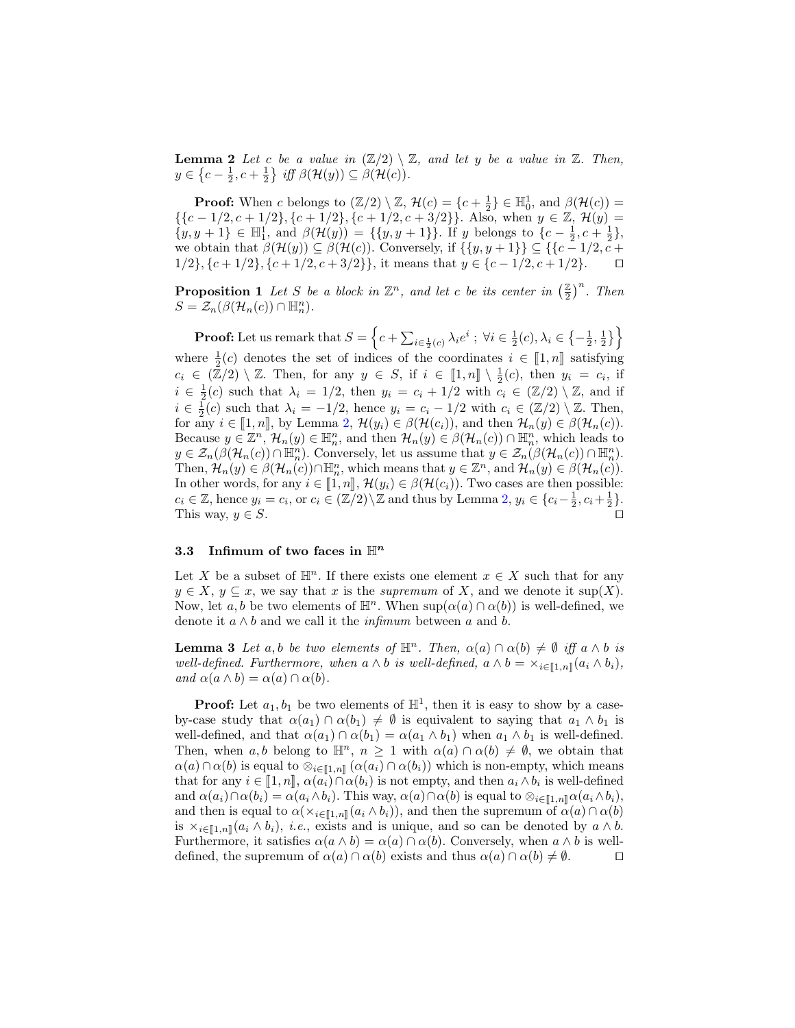**Lemma 2** *Let $c$ be a value in $(\mathbb{Z}/2) \setminus \mathbb{Z}$, and let $y$ be a value in $\mathbb{Z}$. Then, $y \in \left\{c - \frac{1}{2}, c + \frac{1}{2}\right\}$ iff $\beta(\mathcal{H}(y)) \subseteq \beta(\mathcal{H}(c))$.*

**Proof:** When $c$ belongs to $(\mathbb{Z}/2) \setminus \mathbb{Z}$, $\mathcal{H}(c) = \{c + \frac{1}{2}\} \in \mathbb{H}^1_0$, and $\beta(\mathcal{H}(c)) = \{\{c - 1/2, c + 1/2\}, \{c + 1/2\}, \{c + 1/2, c + 3/2\}\}$. Also, when $y \in \mathbb{Z}$, $\mathcal{H}(y) = \{y, y+1\} \in \mathbb{H}^1_1$, and $\beta(\mathcal{H}(y)) = \{\{y, y+1\}\}$. If $y$ belongs to $\{c - \frac{1}{2}, c + \frac{1}{2}\}$, we obtain that $\beta(\mathcal{H}(y)) \subseteq \beta(\mathcal{H}(c))$. Conversely, if $\{\{y, y+1\}\} \subseteq \{\{c - 1/2, c + 1/2\}, \{c + 1/2\}, \{c + 1/2, c + 3/2\}\}$, it means that $y \in \{c - 1/2, c + 1/2\}$. $\square$

**Proposition 1** *Let $S$ be a block in $\mathbb{Z}^n$, and let $c$ be its center in $\left(\frac{\mathbb{Z}}{2}\right)^n$. Then $S = \mathcal{Z}_n(\beta(\mathcal{H}_n(c)) \cap \mathbb{H}^n_n)$.*

**Proof:** Let us remark that $S = \left\{c + \sum_{i \in \frac{1}{2}(c)} \lambda_i e^i \; ; \; \forall i \in \frac{1}{2}(c), \lambda_i \in \left\{-\frac{1}{2}, \frac{1}{2}\right\}\right\}$ where $\frac{1}{2}(c)$ denotes the set of indices of the coordinates $i \in [\![1, n]\!]$ satisfying $c_i \in (\mathbb{Z}/2) \setminus \mathbb{Z}$. Then, for any $y \in S$, if $i \in [\![1, n]\!] \setminus \frac{1}{2}(c)$, then $y_i = c_i$, if $i \in \frac{1}{2}(c)$ such that $\lambda_i = 1/2$, then $y_i = c_i + 1/2$ with $c_i \in (\mathbb{Z}/2) \setminus \mathbb{Z}$, and if $i \in \frac{1}{2}(c)$ such that $\lambda_i = -1/2$, hence $y_i = c_i - 1/2$ with $c_i \in (\mathbb{Z}/2) \setminus \mathbb{Z}$. Then, for any $i \in [\![1, n]\!]$, by Lemma 2, $\mathcal{H}(y_i) \in \beta(\mathcal{H}(c_i))$, and then $\mathcal{H}_n(y) \in \beta(\mathcal{H}_n(c))$. Because $y \in \mathbb{Z}^n$, $\mathcal{H}_n(y) \in \mathbb{H}^n_n$, and then $\mathcal{H}_n(y) \in \beta(\mathcal{H}_n(c)) \cap \mathbb{H}^n_n$, which leads to $y \in \mathcal{Z}_n(\beta(\mathcal{H}_n(c)) \cap \mathbb{H}^n_n)$. Conversely, let us assume that $y \in \mathcal{Z}_n(\beta(\mathcal{H}_n(c)) \cap \mathbb{H}^n_n)$. Then, $\mathcal{H}_n(y) \in \beta(\mathcal{H}_n(c)) \cap \mathbb{H}^n_n$, which means that $y \in \mathbb{Z}^n$, and $\mathcal{H}_n(y) \in \beta(\mathcal{H}_n(c))$. In other words, for any $i \in [\![1, n]\!]$, $\mathcal{H}(y_i) \in \beta(\mathcal{H}(c_i))$. Two cases are then possible: $c_i \in \mathbb{Z}$, hence $y_i = c_i$, or $c_i \in (\mathbb{Z}/2) \setminus \mathbb{Z}$ and thus by Lemma 2, $y_i \in \{c_i - \frac{1}{2}, c_i + \frac{1}{2}\}$. This way, $y \in S$. $\square$

### 3.3 Infimum of two faces in $\mathbb{H}^n$

Let $X$ be a subset of $\mathbb{H}^n$. If there exists one element $x \in X$ such that for any $y \in X$, $y \subseteq x$, we say that $x$ is the *supremum* of $X$, and we denote it $\sup(X)$. Now, let $a, b$ be two elements of $\mathbb{H}^n$. When $\sup(\alpha(a) \cap \alpha(b))$ is well-defined, we denote it $a \wedge b$ and we call it the *infimum* between $a$ and $b$.

**Lemma 3** *Let $a, b$ be two elements of $\mathbb{H}^n$. Then, $\alpha(a) \cap \alpha(b) \neq \emptyset$ iff $a \wedge b$ is well-defined. Furthermore, when $a \wedge b$ is well-defined, $a \wedge b = \times_{i \in [\![1,n]\!]}(a_i \wedge b_i)$, and $\alpha(a \wedge b) = \alpha(a) \cap \alpha(b)$.*

**Proof:** Let $a_1, b_1$ be two elements of $\mathbb{H}^1$, then it is easy to show by a case-by-case study that $\alpha(a_1) \cap \alpha(b_1) \neq \emptyset$ is equivalent to saying that $a_1 \wedge b_1$ is well-defined, and that $\alpha(a_1) \cap \alpha(b_1) = \alpha(a_1 \wedge b_1)$ when $a_1 \wedge b_1$ is well-defined. Then, when $a, b$ belong to $\mathbb{H}^n$, $n \geq 1$ with $\alpha(a) \cap \alpha(b) \neq \emptyset$, we obtain that $\alpha(a) \cap \alpha(b)$ is equal to $\otimes_{i \in [\![1,n]\!]} (\alpha(a_i) \cap \alpha(b_i))$ which is non-empty, which means that for any $i \in [\![1, n]\!]$, $\alpha(a_i) \cap \alpha(b_i)$ is not empty, and then $a_i \wedge b_i$ is well-defined and $\alpha(a_i) \cap \alpha(b_i) = \alpha(a_i \wedge b_i)$. This way, $\alpha(a) \cap \alpha(b)$ is equal to $\otimes_{i \in [\![1,n]\!]} \alpha(a_i \wedge b_i)$, and then is equal to $\alpha(\times_{i \in [\![1,n]\!]}(a_i \wedge b_i))$, and then the supremum of $\alpha(a) \cap \alpha(b)$ is $\times_{i \in [\![1,n]\!]}(a_i \wedge b_i)$, *i.e.*, exists and is unique, and so can be denoted by $a \wedge b$. Furthermore, it satisfies $\alpha(a \wedge b) = \alpha(a) \cap \alpha(b)$. Conversely, when $a \wedge b$ is well-defined, the supremum of $\alpha(a) \cap \alpha(b)$ exists and thus $\alpha(a) \cap \alpha(b) \neq \emptyset$. $\square$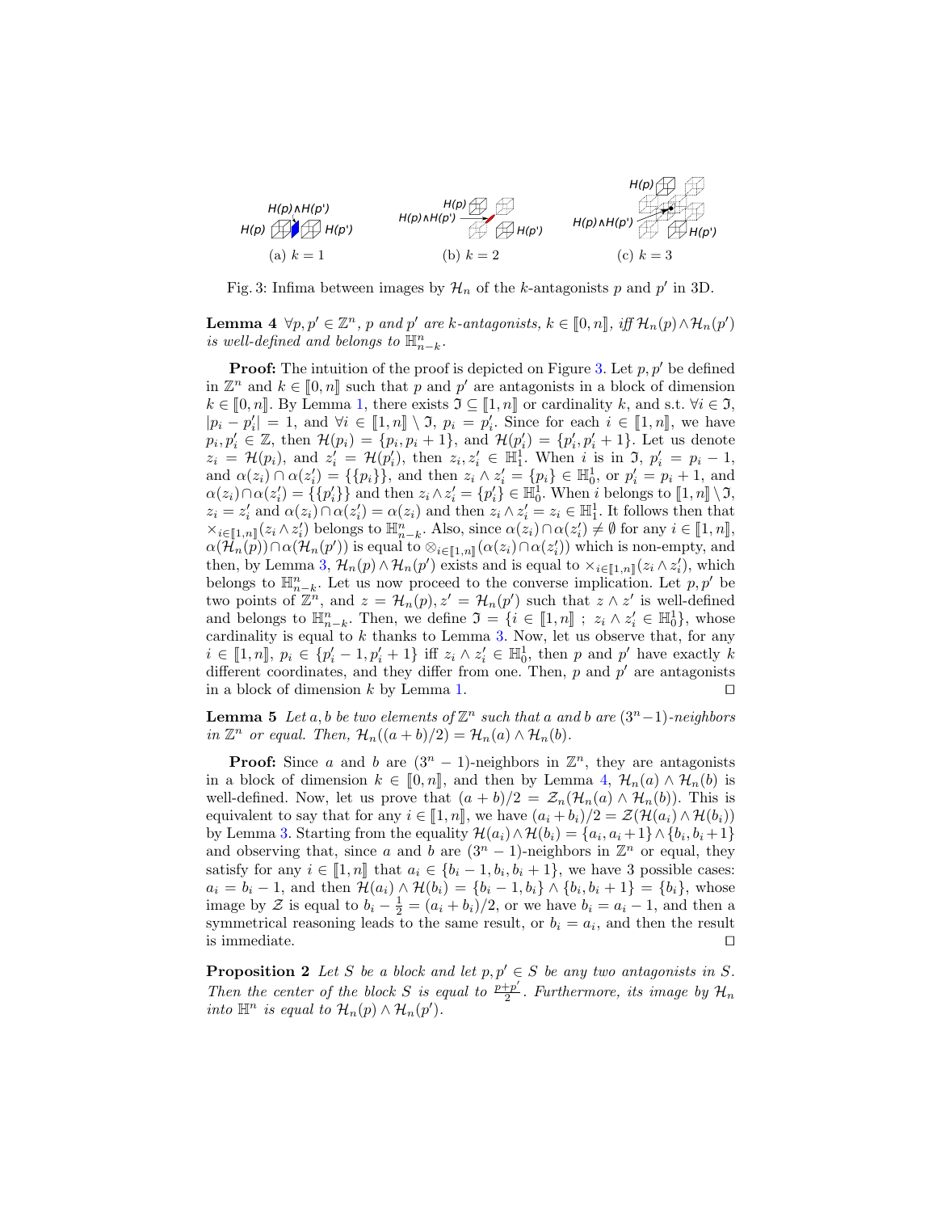(a) $k = 1$ (b) $k = 2$ (c) $k = 3$

Fig. 3: Infima between images by $\mathcal{H}_n$ of the $k$-antagonists $p$ and $p'$ in 3D.

**Lemma 4** *$\forall p, p' \in \mathbb{Z}^n$, $p$ and $p'$ are $k$-antagonists, $k \in [\![0, n]\!]$, iff $\mathcal{H}_n(p) \wedge \mathcal{H}_n(p')$ is well-defined and belongs to $\mathbb{H}^n_{n-k}$.*

**Proof:** The intuition of the proof is depicted on Figure 3. Let $p, p'$ be defined in $\mathbb{Z}^n$ and $k \in [\![0, n]\!]$ such that $p$ and $p'$ are antagonists in a block of dimension $k \in [\![0, n]\!]$. By Lemma 1, there exists $\mathfrak{I} \subseteq [\![1, n]\!]$ or cardinality $k$, and s.t. $\forall i \in \mathfrak{I}$, $|p_i - p'_i| = 1$, and $\forall i \in [\![1, n]\!] \setminus \mathfrak{I}$, $p_i = p'_i$. Since for each $i \in [\![1, n]\!]$, we have $p_i, p'_i \in \mathbb{Z}$, then $\mathcal{H}(p_i) = \{p_i, p_i + 1\}$, and $\mathcal{H}(p'_i) = \{p'_i, p'_i + 1\}$. Let us denote $z_i = \mathcal{H}(p_i)$, and $z'_i = \mathcal{H}(p'_i)$, then $z_i, z'_i \in \mathbb{H}^1_1$. When $i$ is in $\mathfrak{I}$, $p'_i = p_i - 1$, and $\alpha(z_i) \cap \alpha(z'_i) = \{\{p_i\}\}$, and then $z_i \wedge z'_i = \{p_i\} \in \mathbb{H}^1_0$, or $p'_i = p_i + 1$, and $\alpha(z_i) \cap \alpha(z'_i) = \{\{p'_i\}\}$ and then $z_i \wedge z'_i = \{p'_i\} \in \mathbb{H}^1_0$. When $i$ belongs to $[\![1, n]\!] \setminus \mathfrak{I}$, $z_i = z'_i$ and $\alpha(z_i) \cap \alpha(z'_i) = \alpha(z_i)$ and then $z_i \wedge z'_i = z_i \in \mathbb{H}^1_1$. It follows then that $\times_{i \in [\![1,n]\!]}(z_i \wedge z'_i)$ belongs to $\mathbb{H}^n_{n-k}$. Also, since $\alpha(z_i) \cap \alpha(z'_i) \neq \emptyset$ for any $i \in [\![1, n]\!]$, $\alpha(\mathcal{H}_n(p)) \cap \alpha(\mathcal{H}_n(p'))$ is equal to $\otimes_{i \in [\![1,n]\!]}(\alpha(z_i) \cap \alpha(z'_i))$ which is non-empty, and then, by Lemma 3, $\mathcal{H}_n(p) \wedge \mathcal{H}_n(p')$ exists and is equal to $\times_{i \in [\![1,n]\!]}(z_i \wedge z'_i)$, which belongs to $\mathbb{H}^n_{n-k}$. Let us now proceed to the converse implication. Let $p, p'$ be two points of $\mathbb{Z}^n$, and $z = \mathcal{H}_n(p), z' = \mathcal{H}_n(p')$ such that $z \wedge z'$ is well-defined and belongs to $\mathbb{H}^n_{n-k}$. Then, we define $\mathfrak{I} = \{i \in [\![1, n]\!] \ ; \ z_i \wedge z'_i \in \mathbb{H}^1_0\}$, whose cardinality is equal to $k$ thanks to Lemma 3. Now, let us observe that, for any $i \in [\![1, n]\!]$, $p_i \in \{p'_i - 1, p'_i + 1\}$ iff $z_i \wedge z'_i \in \mathbb{H}^1_0$, then $p$ and $p'$ have exactly $k$ different coordinates, and they differ from one. Then, $p$ and $p'$ are antagonists in a block of dimension $k$ by Lemma 1. $\square$

**Lemma 5** *Let $a, b$ be two elements of $\mathbb{Z}^n$ such that $a$ and $b$ are $(3^n - 1)$-neighbors in $\mathbb{Z}^n$ or equal. Then, $\mathcal{H}_n((a + b)/2) = \mathcal{H}_n(a) \wedge \mathcal{H}_n(b)$.*

**Proof:** Since $a$ and $b$ are $(3^n - 1)$-neighbors in $\mathbb{Z}^n$, they are antagonists in a block of dimension $k \in [\![0, n]\!]$, and then by Lemma 4, $\mathcal{H}_n(a) \wedge \mathcal{H}_n(b)$ is well-defined. Now, let us prove that $(a + b)/2 = \mathcal{Z}_n(\mathcal{H}_n(a) \wedge \mathcal{H}_n(b))$. This is equivalent to say that for any $i \in [\![1, n]\!]$, we have $(a_i + b_i)/2 = \mathcal{Z}(\mathcal{H}(a_i) \wedge \mathcal{H}(b_i))$ by Lemma 3. Starting from the equality $\mathcal{H}(a_i) \wedge \mathcal{H}(b_i) = \{a_i, a_i + 1\} \wedge \{b_i, b_i + 1\}$ and observing that, since $a$ and $b$ are $(3^n - 1)$-neighbors in $\mathbb{Z}^n$ or equal, they satisfy for any $i \in [\![1, n]\!]$ that $a_i \in \{b_i - 1, b_i, b_i + 1\}$, we have 3 possible cases: $a_i = b_i - 1$, and then $\mathcal{H}(a_i) \wedge \mathcal{H}(b_i) = \{b_i - 1, b_i\} \wedge \{b_i, b_i + 1\} = \{b_i\}$, whose image by $\mathcal{Z}$ is equal to $b_i - \frac{1}{2} = (a_i + b_i)/2$, or we have $b_i = a_i - 1$, and then a symmetrical reasoning leads to the same result, or $b_i = a_i$, and then the result is immediate. $\square$

**Proposition 2** *Let $S$ be a block and let $p, p' \in S$ be any two antagonists in $S$. Then the center of the block $S$ is equal to $\frac{p+p'}{2}$. Furthermore, its image by $\mathcal{H}_n$ into $\mathbb{H}^n$ is equal to $\mathcal{H}_n(p) \wedge \mathcal{H}_n(p')$.*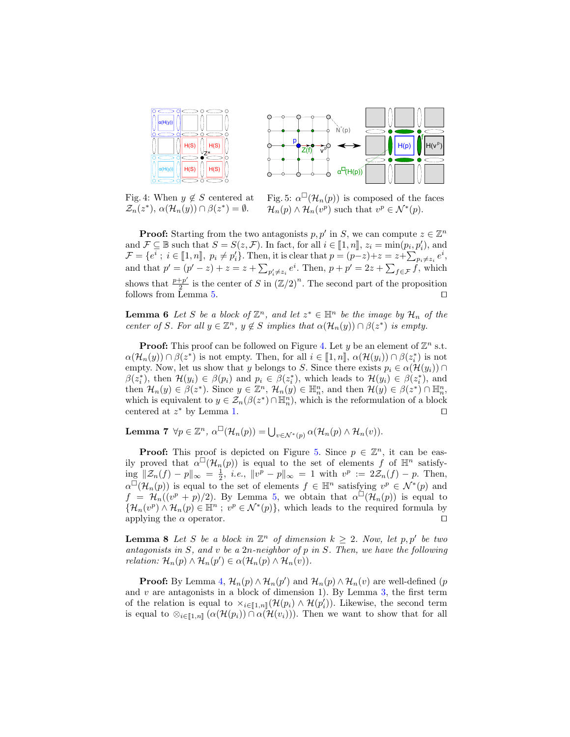Fig. 4: When $y \notin S$ centered at $\mathcal{Z}_n(z^*)$, $\alpha(\mathcal{H}_n(y)) \cap \beta(z^*) = \emptyset$.

Fig. 5: $\alpha^\square(\mathcal{H}_n(p))$ is composed of the faces $\mathcal{H}_n(p) \wedge \mathcal{H}_n(v^p)$ such that $v^p \in \mathcal{N}^*(p)$.

**Proof:** Starting from the two antagonists $p, p'$ in $S$, we can compute $z \in \mathbb{Z}^n$ and $\mathcal{F} \subseteq \mathbb{B}$ such that $S = S(z, \mathcal{F})$. In fact, for all $i \in [\![1,n]\!]$, $z_i = \min(p_i, p'_i)$, and $\mathcal{F} = \{e^i \; ; \; i \in [\![1,n]\!],\; p_i \neq p'_i\}$. Then, it is clear that $p = (p-z)+z = z+\sum_{p_i \neq z_i} e^i$, and that $p' = (p'-z)+z = z+\sum_{p'_i \neq z_i} e^i$. Then, $p+p' = 2z+\sum_{f\in\mathcal{F}} f$, which shows that $\frac{p+p'}{2}$ is the center of $S$ in $(\mathbb{Z}/2)^n$. The second part of the proposition follows from Lemma 5. □

**Lemma 6** *Let $S$ be a block of $\mathbb{Z}^n$, and let $z^* \in \mathbb{H}^n$ be the image by $\mathcal{H}_n$ of the center of $S$. For all $y \in \mathbb{Z}^n$, $y \notin S$ implies that $\alpha(\mathcal{H}_n(y)) \cap \beta(z^*)$ is empty.*

**Proof:** This proof can be followed on Figure 4. Let $y$ be an element of $\mathbb{Z}^n$ s.t. $\alpha(\mathcal{H}_n(y)) \cap \beta(z^*)$ is not empty. Then, for all $i \in [\![1,n]\!]$, $\alpha(\mathcal{H}(y_i)) \cap \beta(z^*_i)$ is not empty. Now, let us show that $y$ belongs to $S$. Since there exists $p_i \in \alpha(\mathcal{H}(y_i)) \cap \beta(z^*_i)$, then $\mathcal{H}(y_i) \in \beta(p_i)$ and $p_i \in \beta(z^*_i)$, which leads to $\mathcal{H}(y_i) \in \beta(z^*_i)$, and then $\mathcal{H}_n(y) \in \beta(z^*)$. Since $y \in \mathbb{Z}^n$, $\mathcal{H}_n(y) \in \mathbb{H}^n_n$, and then $\mathcal{H}(y) \in \beta(z^*) \cap \mathbb{H}^n_n$, which leads to $y \in \mathcal{Z}_n(\beta(z^*) \cap \mathbb{H}^n_n)$, which is the reformulation of a block centered at $z^*$ by Lemma 1. □

**Lemma 7** $\forall p \in \mathbb{Z}^n$, $\alpha^\square(\mathcal{H}_n(p)) = \bigcup_{v \in \mathcal{N}^*(p)} \alpha(\mathcal{H}_n(p) \wedge \mathcal{H}_n(v))$.

**Proof:** This proof is depicted on Figure 5. Since $p \in \mathbb{Z}^n$, it can be easily proved that $\alpha^\square(\mathcal{H}_n(p))$ is equal to the set of elements $f$ of $\mathbb{H}^n$ satisfying $\|\mathcal{Z}_n(f) - p\|_\infty = \frac{1}{2}$, *i.e.*, $\|v^p - p\|_\infty = 1$ with $v^p := 2\mathcal{Z}_n(f) - p$. Then, $\alpha^\square(\mathcal{H}_n(p))$ is equal to the set of elements $f \in \mathbb{H}^n$ satisfying $v^p \in \mathcal{N}^*(p)$ and $f = \mathcal{H}_n((v^p+p)/2)$. By Lemma 5, we obtain that $\alpha^\square(\mathcal{H}_n(p))$ is equal to $\{\mathcal{H}_n(v^p) \wedge \mathcal{H}_n(p) \in \mathbb{H}^n \; ; \; v^p \in \mathcal{N}^*(p)\}$, which leads to the required formula by applying the $\alpha$ operator. □

**Lemma 8** *Let $S$ be a block in $\mathbb{Z}^n$ of dimension $k \geq 2$. Now, let $p, p'$ be two antagonists in $S$, and $v$ be a $2n$-neighbor of $p$ in $S$. Then, we have the following relation: $\mathcal{H}_n(p) \wedge \mathcal{H}_n(p') \in \alpha(\mathcal{H}_n(p) \wedge \mathcal{H}_n(v))$.*

**Proof:** By Lemma 4, $\mathcal{H}_n(p) \wedge \mathcal{H}_n(p')$ and $\mathcal{H}_n(p) \wedge \mathcal{H}_n(v)$ are well-defined ($p$ and $v$ are antagonists in a block of dimension 1). By Lemma 3, the first term of the relation is equal to $\times_{i \in [\![1,n]\!]}(\mathcal{H}(p_i) \wedge \mathcal{H}(p'_i))$. Likewise, the second term is equal to $\otimes_{i \in [\![1,n]\!]}(\alpha(\mathcal{H}(p_i)) \cap \alpha(\mathcal{H}(v_i)))$. Then we want to show that for all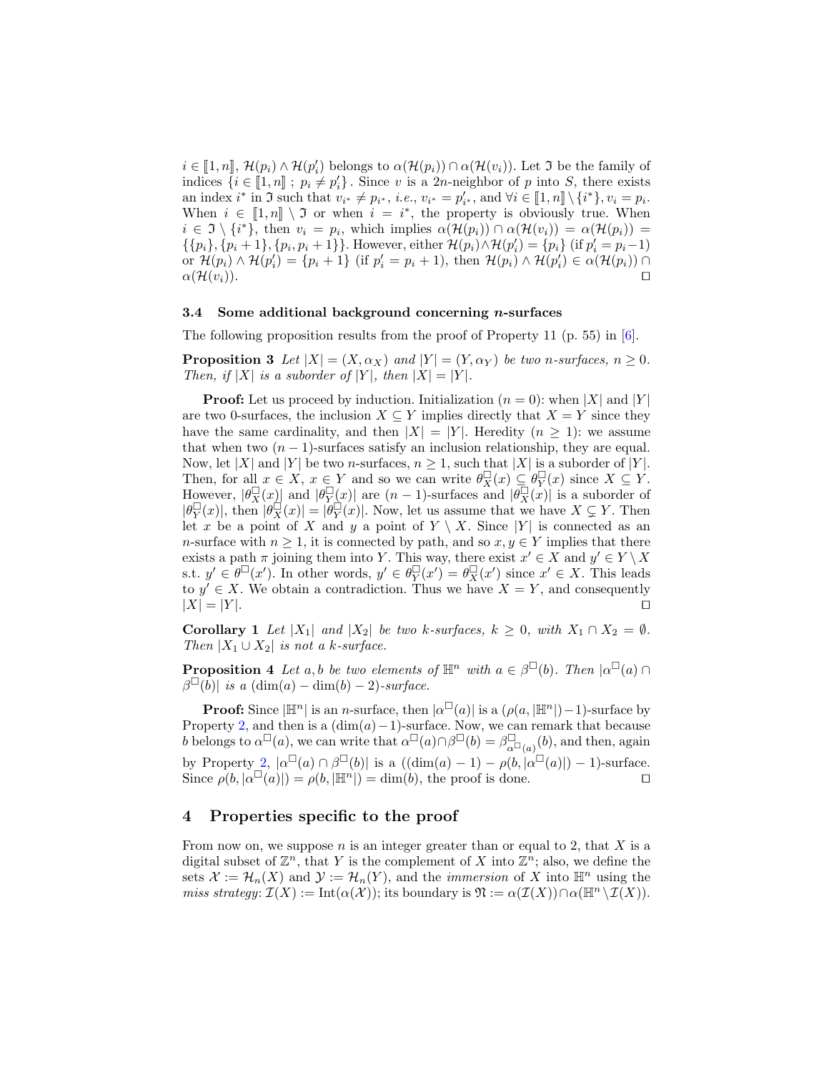$i \in [\![1,n]\!]$, $\mathcal{H}(p_i) \wedge \mathcal{H}(p'_i)$ belongs to $\alpha(\mathcal{H}(p_i)) \cap \alpha(\mathcal{H}(v_i))$. Let $\mathfrak{I}$ be the family of indices $\{i \in [\![1,n]\!] \; ; \; p_i \neq p'_i\}$. Since $v$ is a $2n$-neighbor of $p$ into $S$, there exists an index $i^*$ in $\mathfrak{I}$ such that $v_{i^*} \neq p_{i^*}$, *i.e.*, $v_{i^*} = p'_{i^*}$, and $\forall i \in [\![1,n]\!] \setminus \{i^*\}, v_i = p_i$. When $i \in [\![1,n]\!] \setminus \mathfrak{I}$ or when $i = i^*$, the property is obviously true. When $i \in \mathfrak{I} \setminus \{i^*\}$, then $v_i = p_i$, which implies $\alpha(\mathcal{H}(p_i)) \cap \alpha(\mathcal{H}(v_i)) = \alpha(\mathcal{H}(p_i)) = \{\{p_i\}, \{p_i+1\}, \{p_i, p_i+1\}\}$. However, either $\mathcal{H}(p_i) \wedge \mathcal{H}(p'_i) = \{p_i\}$ (if $p'_i = p_i - 1$) or $\mathcal{H}(p_i) \wedge \mathcal{H}(p'_i) = \{p_i + 1\}$ (if $p'_i = p_i + 1$), then $\mathcal{H}(p_i) \wedge \mathcal{H}(p'_i) \in \alpha(\mathcal{H}(p_i)) \cap \alpha(\mathcal{H}(v_i))$. $\square$

### 3.4 Some additional background concerning $n$-surfaces

The following proposition results from the proof of Property 11 (p. 55) in [6].

**Proposition 3** *Let $|X| = (X, \alpha_X)$ and $|Y| = (Y, \alpha_Y)$ be two $n$-surfaces, $n \geq 0$. Then, if $|X|$ is a suborder of $|Y|$, then $|X| = |Y|$.*

**Proof:** Let us proceed by induction. Initialization ($n = 0$): when $|X|$ and $|Y|$ are two 0-surfaces, the inclusion $X \subseteq Y$ implies directly that $X = Y$ since they have the same cardinality, and then $|X| = |Y|$. Heredity ($n \geq 1$): we assume that when two $(n-1)$-surfaces satisfy an inclusion relationship, they are equal. Now, let $|X|$ and $|Y|$ be two $n$-surfaces, $n \geq 1$, such that $|X|$ is a suborder of $|Y|$. Then, for all $x \in X$, $x \in Y$ and so we can write $\theta^\square_X(x) \subseteq \theta^\square_Y(x)$ since $X \subseteq Y$. However, $|\theta^\square_X(x)|$ and $|\theta^\square_Y(x)|$ are $(n-1)$-surfaces and $|\theta^\square_X(x)|$ is a suborder of $|\theta^\square_Y(x)|$, then $|\theta^\square_X(x)| = |\theta^\square_Y(x)|$. Now, let us assume that we have $X \subsetneq Y$. Then let $x$ be a point of $X$ and $y$ a point of $Y \setminus X$. Since $|Y|$ is connected as an $n$-surface with $n \geq 1$, it is connected by path, and so $x, y \in Y$ implies that there exists a path $\pi$ joining them into $Y$. This way, there exist $x' \in X$ and $y' \in Y \setminus X$ s.t. $y' \in \theta^\square(x')$. In other words, $y' \in \theta^\square_Y(x') = \theta^\square_X(x')$ since $x' \in X$. This leads to $y' \in X$. We obtain a contradiction. Thus we have $X = Y$, and consequently $|X| = |Y|$. $\square$

**Corollary 1** *Let $|X_1|$ and $|X_2|$ be two $k$-surfaces, $k \geq 0$, with $X_1 \cap X_2 = \emptyset$. Then $|X_1 \cup X_2|$ is not a $k$-surface.*

**Proposition 4** *Let $a, b$ be two elements of $\mathbb{H}^n$ with $a \in \beta^\square(b)$. Then $|\alpha^\square(a) \cap \beta^\square(b)|$ is a $(\dim(a) - \dim(b) - 2)$-surface.*

**Proof:** Since $|\mathbb{H}^n|$ is an $n$-surface, then $|\alpha^\square(a)|$ is a $(\rho(a, |\mathbb{H}^n|) - 1)$-surface by Property 2, and then is a $(\dim(a) - 1)$-surface. Now, we can remark that because $b$ belongs to $\alpha^\square(a)$, we can write that $\alpha^\square(a) \cap \beta^\square(b) = \beta^\square_{\alpha^\square(a)}(b)$, and then, again by Property 2, $|\alpha^\square(a) \cap \beta^\square(b)|$ is a $((\dim(a) - 1) - \rho(b, |\alpha^\square(a)|) - 1)$-surface. Since $\rho(b, |\alpha^\square(a)|) = \rho(b, |\mathbb{H}^n|) = \dim(b)$, the proof is done. $\square$

## 4 Properties specific to the proof

From now on, we suppose $n$ is an integer greater than or equal to 2, that $X$ is a digital subset of $\mathbb{Z}^n$, that $Y$ is the complement of $X$ into $\mathbb{Z}^n$; also, we define the sets $\mathcal{X} := \mathcal{H}_n(X)$ and $\mathcal{Y} := \mathcal{H}_n(Y)$, and the *immersion* of $X$ into $\mathbb{H}^n$ using the *miss strategy*: $\mathcal{I}(X) := \text{Int}(\alpha(\mathcal{X}))$; its boundary is $\mathfrak{N} := \alpha(\mathcal{I}(X)) \cap \alpha(\mathbb{H}^n \setminus \mathcal{I}(X))$.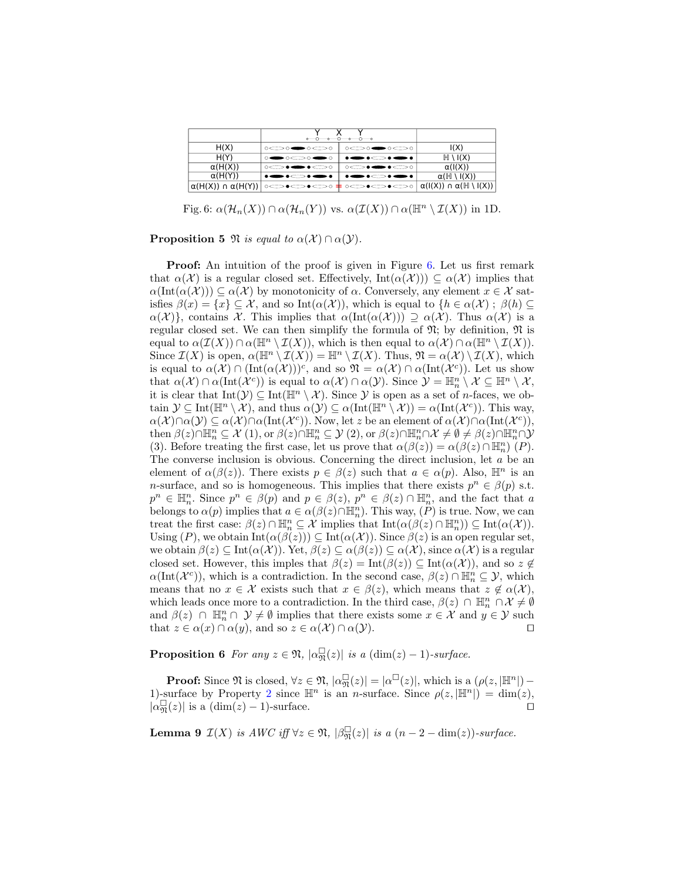| | Y X Y | |
|---|---|---|
| H(X) | | I(X) |
| H(Y) | | ℍ \ I(X) |
| α(H(X)) | | α(I(X)) |
| α(H(Y)) | | α(ℍ \ I(X)) |
| α(H(X)) ∩ α(H(Y)) | = | α(I(X)) ∩ α(ℍ \ I(X)) |

Fig. 6: $\alpha(\mathcal{H}_n(X)) \cap \alpha(\mathcal{H}_n(Y))$ vs. $\alpha(\mathcal{I}(X)) \cap \alpha(\mathbb{H}^n \setminus \mathcal{I}(X))$ in 1D.

**Proposition 5** *$\mathfrak{N}$ is equal to $\alpha(\mathcal{X}) \cap \alpha(\mathcal{Y})$.*

**Proof:** An intuition of the proof is given in Figure 6. Let us first remark that $\alpha(\mathcal{X})$ is a regular closed set. Effectively, $\text{Int}(\alpha(\mathcal{X}))) \subseteq \alpha(\mathcal{X})$ implies that $\alpha(\text{Int}(\alpha(\mathcal{X}))) \subseteq \alpha(\mathcal{X})$ by monotonicity of $\alpha$. Conversely, any element $x \in \mathcal{X}$ satisfies $\beta(x) = \{x\} \subseteq \mathcal{X}$, and so $\text{Int}(\alpha(\mathcal{X}))$, which is equal to $\{h \in \alpha(\mathcal{X})\ ;\ \beta(h) \subseteq \alpha(\mathcal{X})\}$, contains $\mathcal{X}$. This implies that $\alpha(\text{Int}(\alpha(\mathcal{X}))) \supseteq \alpha(\mathcal{X})$. Thus $\alpha(\mathcal{X})$ is a regular closed set. We can then simplify the formula of $\mathfrak{N}$; by definition, $\mathfrak{N}$ is equal to $\alpha(\mathcal{I}(X)) \cap \alpha(\mathbb{H}^n \setminus \mathcal{I}(X))$, which is then equal to $\alpha(\mathcal{X}) \cap \alpha(\mathbb{H}^n \setminus \mathcal{I}(X))$. Since $\mathcal{I}(X)$ is open, $\alpha(\mathbb{H}^n \setminus \mathcal{I}(X)) = \mathbb{H}^n \setminus \mathcal{I}(X)$. Thus, $\mathfrak{N} = \alpha(\mathcal{X}) \setminus \mathcal{I}(X)$, which is equal to $\alpha(\mathcal{X}) \cap (\text{Int}(\alpha(\mathcal{X})))^c$, and so $\mathfrak{N} = \alpha(\mathcal{X}) \cap \alpha(\text{Int}(\mathcal{X}^c))$. Let us show that $\alpha(\mathcal{X}) \cap \alpha(\text{Int}(\mathcal{X}^c))$ is equal to $\alpha(\mathcal{X}) \cap \alpha(\mathcal{Y})$. Since $\mathcal{Y} = \mathbb{H}^n_n \setminus \mathcal{X} \subseteq \mathbb{H}^n \setminus \mathcal{X}$, it is clear that $\text{Int}(\mathcal{Y}) \subseteq \text{Int}(\mathbb{H}^n \setminus \mathcal{X})$. Since $\mathcal{Y}$ is open as a set of $n$-faces, we obtain $\mathcal{Y} \subseteq \text{Int}(\mathbb{H}^n \setminus \mathcal{X})$, and thus $\alpha(\mathcal{Y}) \subseteq \alpha(\text{Int}(\mathbb{H}^n \setminus \mathcal{X})) = \alpha(\text{Int}(\mathcal{X}^c))$. This way, $\alpha(\mathcal{X}) \cap \alpha(\mathcal{Y}) \subseteq \alpha(\mathcal{X}) \cap \alpha(\text{Int}(\mathcal{X}^c))$. Now, let $z$ be an element of $\alpha(\mathcal{X}) \cap \alpha(\text{Int}(\mathcal{X}^c))$, then $\beta(z) \cap \mathbb{H}^n_n \subseteq \mathcal{X}$ (1), or $\beta(z) \cap \mathbb{H}^n_n \subseteq \mathcal{Y}$ (2), or $\beta(z) \cap \mathbb{H}^n_n \cap \mathcal{X} \neq \emptyset \neq \beta(z) \cap \mathbb{H}^n_n \cap \mathcal{Y}$ (3). Before treating the first case, let us prove that $\alpha(\beta(z)) = \alpha(\beta(z) \cap \mathbb{H}^n_n)$ $(P)$. The converse inclusion is obvious. Concerning the direct inclusion, let $a$ be an element of $\alpha(\beta(z))$. There exists $p \in \beta(z)$ such that $a \in \alpha(p)$. Also, $\mathbb{H}^n$ is an $n$-surface, and so is homogeneous. This implies that there exists $p^n \in \beta(p)$ s.t. $p^n \in \mathbb{H}^n_n$. Since $p^n \in \beta(p)$ and $p \in \beta(z)$, $p^n \in \beta(z) \cap \mathbb{H}^n_n$, and the fact that $a$ belongs to $\alpha(p)$ implies that $a \in \alpha(\beta(z) \cap \mathbb{H}^n_n)$. This way, $(P)$ is true. Now, we can treat the first case: $\beta(z) \cap \mathbb{H}^n_n \subseteq \mathcal{X}$ implies that $\text{Int}(\alpha(\beta(z) \cap \mathbb{H}^n_n)) \subseteq \text{Int}(\alpha(\mathcal{X}))$. Using $(P)$, we obtain $\text{Int}(\alpha(\beta(z))) \subseteq \text{Int}(\alpha(\mathcal{X}))$. Since $\beta(z)$ is an open regular set, we obtain $\beta(z) \subseteq \text{Int}(\alpha(\mathcal{X}))$. Yet, $\beta(z) \subseteq \alpha(\beta(z)) \subseteq \alpha(\mathcal{X})$, since $\alpha(\mathcal{X})$ is a regular closed set. However, this implies that $\beta(z) = \text{Int}(\beta(z)) \subseteq \text{Int}(\alpha(\mathcal{X}))$, and so $z \notin \alpha(\text{Int}(\mathcal{X}^c))$, which is a contradiction. In the second case, $\beta(z) \cap \mathbb{H}^n_n \subseteq \mathcal{Y}$, which means that no $x \in \mathcal{X}$ exists such that $x \in \beta(z)$, which means that $z \notin \alpha(\mathcal{X})$, which leads once more to a contradiction. In the third case, $\beta(z) \cap \mathbb{H}^n_n \cap \mathcal{X} \neq \emptyset$ and $\beta(z) \cap \mathbb{H}^n_n \cap \mathcal{Y} \neq \emptyset$ implies that there exists some $x \in \mathcal{X}$ and $y \in \mathcal{Y}$ such that $z \in \alpha(x) \cap \alpha(y)$, and so $z \in \alpha(\mathcal{X}) \cap \alpha(\mathcal{Y})$. □

**Proposition 6** *For any $z \in \mathfrak{N}$, $|\alpha^{\Box}_{\mathfrak{N}}(z)|$ is a $(\dim(z) - 1)$-surface.*

**Proof:** Since $\mathfrak{N}$ is closed, $\forall z \in \mathfrak{N}$, $|\alpha^{\Box}_{\mathfrak{N}}(z)| = |\alpha^{\Box}(z)|$, which is a $(\rho(z, |\mathbb{H}^n|) - 1)$-surface by Property 2 since $\mathbb{H}^n$ is an $n$-surface. Since $\rho(z, |\mathbb{H}^n|) = \dim(z)$, $|\alpha^{\Box}_{\mathfrak{N}}(z)|$ is a $(\dim(z) - 1)$-surface. □

**Lemma 9** *$\mathcal{I}(X)$ is AWC iff $\forall z \in \mathfrak{N}$, $|\beta^{\Box}_{\mathfrak{N}}(z)|$ is a $(n - 2 - \dim(z))$-surface.*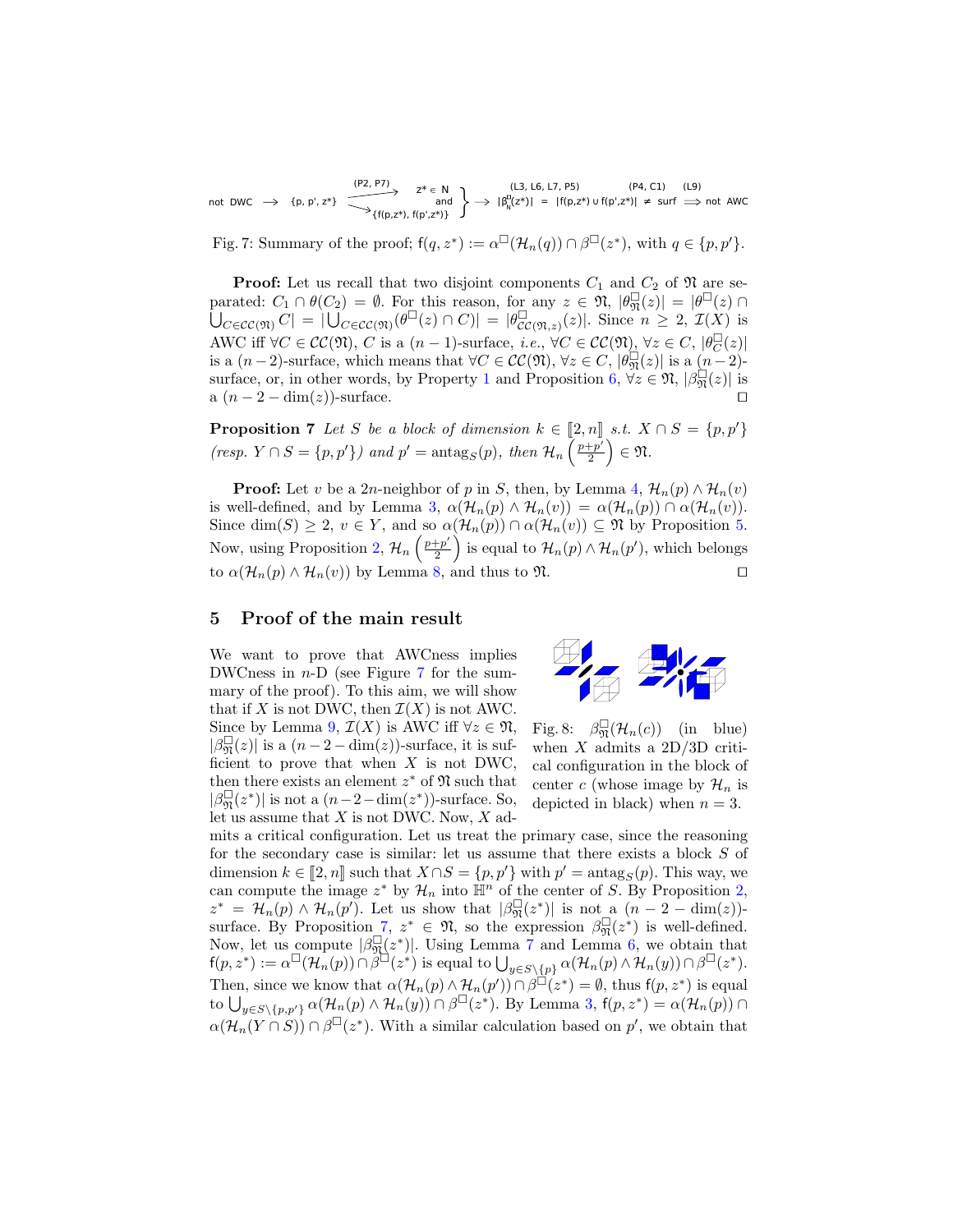not DWC $\longrightarrow$ {p, p', z*} $\xrightarrow{\text{(P2, P7)}}$ z* ∈ N and {f(p,z*), f(p',z*)} $\longrightarrow$ $|\beta^{\square}_{N}(z^*)|$ = $|f(p,z^*) \cup f(p',z^*)|$ ≠ surf $\Longrightarrow$ not AWC
(L3, L6, L7, P5) (P4, C1) (L9)

Fig. 7: Summary of the proof; $\mathsf{f}(q, z^*) := \alpha^{\square}(\mathcal{H}_n(q)) \cap \beta^{\square}(z^*)$, with $q \in \{p, p'\}$.

**Proof:** Let us recall that two disjoint components $C_1$ and $C_2$ of $\mathfrak{N}$ are separated: $C_1 \cap \theta(C_2) = \emptyset$. For this reason, for any $z \in \mathfrak{N}$, $|\theta^{\square}_{\mathfrak{N}}(z)| = |\theta^{\square}(z) \cap \bigcup_{C \in \mathcal{CC}(\mathfrak{N})} C| = |\bigcup_{C \in \mathcal{CC}(\mathfrak{N})} (\theta^{\square}(z) \cap C)| = |\theta^{\square}_{\mathcal{CC}(\mathfrak{N},z)}(z)|$. Since $n \geq 2$, $\mathcal{I}(X)$ is AWC iff $\forall C \in \mathcal{CC}(\mathfrak{N})$, $C$ is a $(n-1)$-surface, *i.e.*, $\forall C \in \mathcal{CC}(\mathfrak{N})$, $\forall z \in C$, $|\theta^{\square}_{C}(z)|$ is a $(n-2)$-surface, which means that $\forall C \in \mathcal{CC}(\mathfrak{N})$, $\forall z \in C$, $|\theta^{\square}_{\mathfrak{N}}(z)|$ is a $(n-2)$-surface, or, in other words, by Property 1 and Proposition 6, $\forall z \in \mathfrak{N}$, $|\beta^{\square}_{\mathfrak{N}}(z)|$ is a $(n-2-\dim(z))$-surface. $\square$

**Proposition 7** *Let $S$ be a block of dimension $k \in [\![2, n]\!]$ s.t. $X \cap S = \{p, p'\}$ (resp. $Y \cap S = \{p, p'\}$) and $p' = \text{antag}_S(p)$, then $\mathcal{H}_n\left(\frac{p+p'}{2}\right) \in \mathfrak{N}$.*

**Proof:** Let $v$ be a $2n$-neighbor of $p$ in $S$, then, by Lemma 4, $\mathcal{H}_n(p) \wedge \mathcal{H}_n(v)$ is well-defined, and by Lemma 3, $\alpha(\mathcal{H}_n(p) \wedge \mathcal{H}_n(v)) = \alpha(\mathcal{H}_n(p)) \cap \alpha(\mathcal{H}_n(v))$. Since $\dim(S) \geq 2$, $v \in Y$, and so $\alpha(\mathcal{H}_n(p)) \cap \alpha(\mathcal{H}_n(v)) \subseteq \mathfrak{N}$ by Proposition 5. Now, using Proposition 2, $\mathcal{H}_n\left(\frac{p+p'}{2}\right)$ is equal to $\mathcal{H}_n(p) \wedge \mathcal{H}_n(p')$, which belongs to $\alpha(\mathcal{H}_n(p) \wedge \mathcal{H}_n(v))$ by Lemma 8, and thus to $\mathfrak{N}$. $\square$

## 5 Proof of the main result

Fig. 8: $\beta^{\square}_{\mathfrak{N}}(\mathcal{H}_n(c))$ (in blue) when $X$ admits a 2D/3D critical configuration in the block of center $c$ (whose image by $\mathcal{H}_n$ is depicted in black) when $n = 3$.

We want to prove that AWCness implies DWCness in $n$-D (see Figure 7 for the summary of the proof). To this aim, we will show that if $X$ is not DWC, then $\mathcal{I}(X)$ is not AWC. Since by Lemma 9, $\mathcal{I}(X)$ is AWC iff $\forall z \in \mathfrak{N}$, $|\beta^{\square}_{\mathfrak{N}}(z)|$ is a $(n-2-\dim(z))$-surface, it is sufficient to prove that when $X$ is not DWC, then there exists an element $z^*$ of $\mathfrak{N}$ such that $|\beta^{\square}_{\mathfrak{N}}(z^*)|$ is not a $(n-2-\dim(z^*))$-surface. So, let us assume that $X$ is not DWC. Now, $X$ admits a critical configuration. Let us treat the primary case, since the reasoning for the secondary case is similar: let us assume that there exists a block $S$ of dimension $k \in [\![2, n]\!]$ such that $X \cap S = \{p, p'\}$ with $p' = \text{antag}_S(p)$. This way, we can compute the image $z^*$ by $\mathcal{H}_n$ into $\mathbb{H}^n$ of the center of $S$. By Proposition 2, $z^* = \mathcal{H}_n(p) \wedge \mathcal{H}_n(p')$. Let us show that $|\beta^{\square}_{\mathfrak{N}}(z^*)|$ is not a $(n-2-\dim(z))$-surface. By Proposition 7, $z^* \in \mathfrak{N}$, so the expression $\beta^{\square}_{\mathfrak{N}}(z^*)$ is well-defined. Now, let us compute $|\beta^{\square}_{\mathfrak{N}}(z^*)|$. Using Lemma 7 and Lemma 6, we obtain that $\mathsf{f}(p, z^*) := \alpha^{\square}(\mathcal{H}_n(p)) \cap \beta^{\square}(z^*)$ is equal to $\bigcup_{y \in S \setminus \{p\}} \alpha(\mathcal{H}_n(p) \wedge \mathcal{H}_n(y)) \cap \beta^{\square}(z^*)$. Then, since we know that $\alpha(\mathcal{H}_n(p) \wedge \mathcal{H}_n(p')) \cap \beta^{\square}(z^*) = \emptyset$, thus $\mathsf{f}(p, z^*)$ is equal to $\bigcup_{y \in S \setminus \{p,p'\}} \alpha(\mathcal{H}_n(p) \wedge \mathcal{H}_n(y)) \cap \beta^{\square}(z^*)$. By Lemma 3, $\mathsf{f}(p, z^*) = \alpha(\mathcal{H}_n(p)) \cap \alpha(\mathcal{H}_n(Y \cap S)) \cap \beta^{\square}(z^*)$. With a similar calculation based on $p'$, we obtain that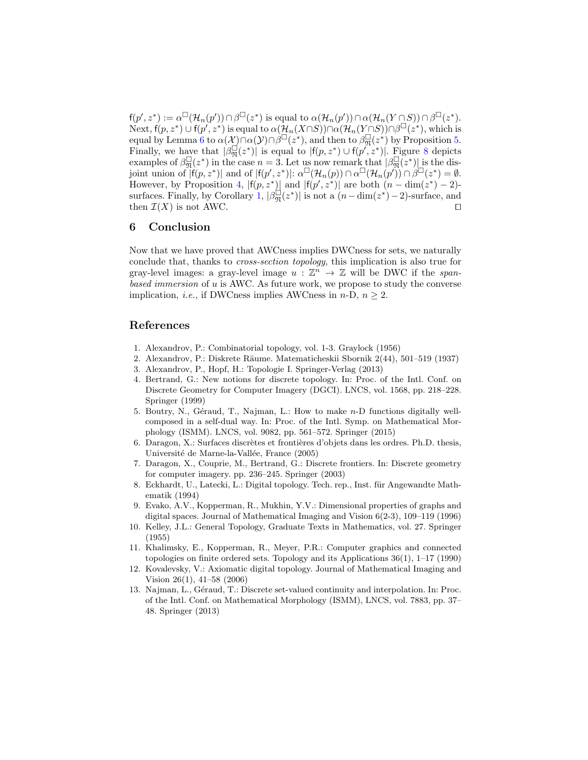$\mathsf{f}(p', z^*) := \alpha^{\Box}(\mathcal{H}_n(p')) \cap \beta^{\Box}(z^*)$ is equal to $\alpha(\mathcal{H}_n(p')) \cap \alpha(\mathcal{H}_n(Y \cap S)) \cap \beta^{\Box}(z^*)$. Next, $\mathsf{f}(p, z^*) \cup \mathsf{f}(p', z^*)$ is equal to $\alpha(\mathcal{H}_n(X \cap S)) \cap \alpha(\mathcal{H}_n(Y \cap S)) \cap \beta^{\Box}(z^*)$, which is equal by Lemma 6 to $\alpha(\mathcal{X}) \cap \alpha(\mathcal{Y}) \cap \beta^{\Box}(z^*)$, and then to $\beta^{\Box}_{\mathfrak{N}}(z^*)$ by Proposition 5. Finally, we have that $|\beta^{\Box}_{\mathfrak{N}}(z^*)|$ is equal to $|\mathsf{f}(p, z^*) \cup \mathsf{f}(p', z^*)|$. Figure 8 depicts examples of $\beta^{\Box}_{\mathfrak{N}}(z^*)$ in the case $n = 3$. Let us now remark that $|\beta^{\Box}_{\mathfrak{N}}(z^*)|$ is the disjoint union of $|\mathsf{f}(p, z^*)|$ and of $|\mathsf{f}(p', z^*)|$: $\alpha^{\Box}(\mathcal{H}_n(p)) \cap \alpha^{\Box}(\mathcal{H}_n(p')) \cap \beta^{\Box}(z^*) = \emptyset$. However, by Proposition 4, $|\mathsf{f}(p, z^*)|$ and $|\mathsf{f}(p', z^*)|$ are both $(n - \dim(z^*) - 2)$-surfaces. Finally, by Corollary 1, $|\beta^{\Box}_{\mathfrak{N}}(z^*)|$ is not a $(n - \dim(z^*) - 2)$-surface, and then $\mathcal{I}(X)$ is not AWC. $\Box$

## 6 Conclusion

Now that we have proved that AWCness implies DWCness for sets, we naturally conclude that, thanks to *cross-section topology*, this implication is also true for gray-level images: a gray-level image $u : \mathbb{Z}^n \to \mathbb{Z}$ will be DWC if the *span-based immersion* of $u$ is AWC. As future work, we propose to study the converse implication, *i.e.*, if DWCness implies AWCness in $n$-D, $n \geq 2$.

## References

1. Alexandrov, P.: Combinatorial topology, vol. 1-3. Graylock (1956)
2. Alexandrov, P.: Diskrete Räume. Matematicheskii Sbornik 2(44), 501–519 (1937)
3. Alexandrov, P., Hopf, H.: Topologie I. Springer-Verlag (2013)
4. Bertrand, G.: New notions for discrete topology. In: Proc. of the Intl. Conf. on Discrete Geometry for Computer Imagery (DGCI). LNCS, vol. 1568, pp. 218–228. Springer (1999)
5. Boutry, N., Géraud, T., Najman, L.: How to make $n$-D functions digitally well-composed in a self-dual way. In: Proc. of the Intl. Symp. on Mathematical Morphology (ISMM). LNCS, vol. 9082, pp. 561–572. Springer (2015)
6. Daragon, X.: Surfaces discrètes et frontières d'objets dans les ordres. Ph.D. thesis, Université de Marne-la-Vallée, France (2005)
7. Daragon, X., Couprie, M., Bertrand, G.: Discrete frontiers. In: Discrete geometry for computer imagery. pp. 236–245. Springer (2003)
8. Eckhardt, U., Latecki, L.: Digital topology. Tech. rep., Inst. für Angewandte Mathematik (1994)
9. Evako, A.V., Kopperman, R., Mukhin, Y.V.: Dimensional properties of graphs and digital spaces. Journal of Mathematical Imaging and Vision 6(2-3), 109–119 (1996)
10. Kelley, J.L.: General Topology, Graduate Texts in Mathematics, vol. 27. Springer (1955)
11. Khalimsky, E., Kopperman, R., Meyer, P.R.: Computer graphics and connected topologies on finite ordered sets. Topology and its Applications 36(1), 1–17 (1990)
12. Kovalevsky, V.: Axiomatic digital topology. Journal of Mathematical Imaging and Vision 26(1), 41–58 (2006)
13. Najman, L., Géraud, T.: Discrete set-valued continuity and interpolation. In: Proc. of the Intl. Conf. on Mathematical Morphology (ISMM), LNCS, vol. 7883, pp. 37–48. Springer (2013)